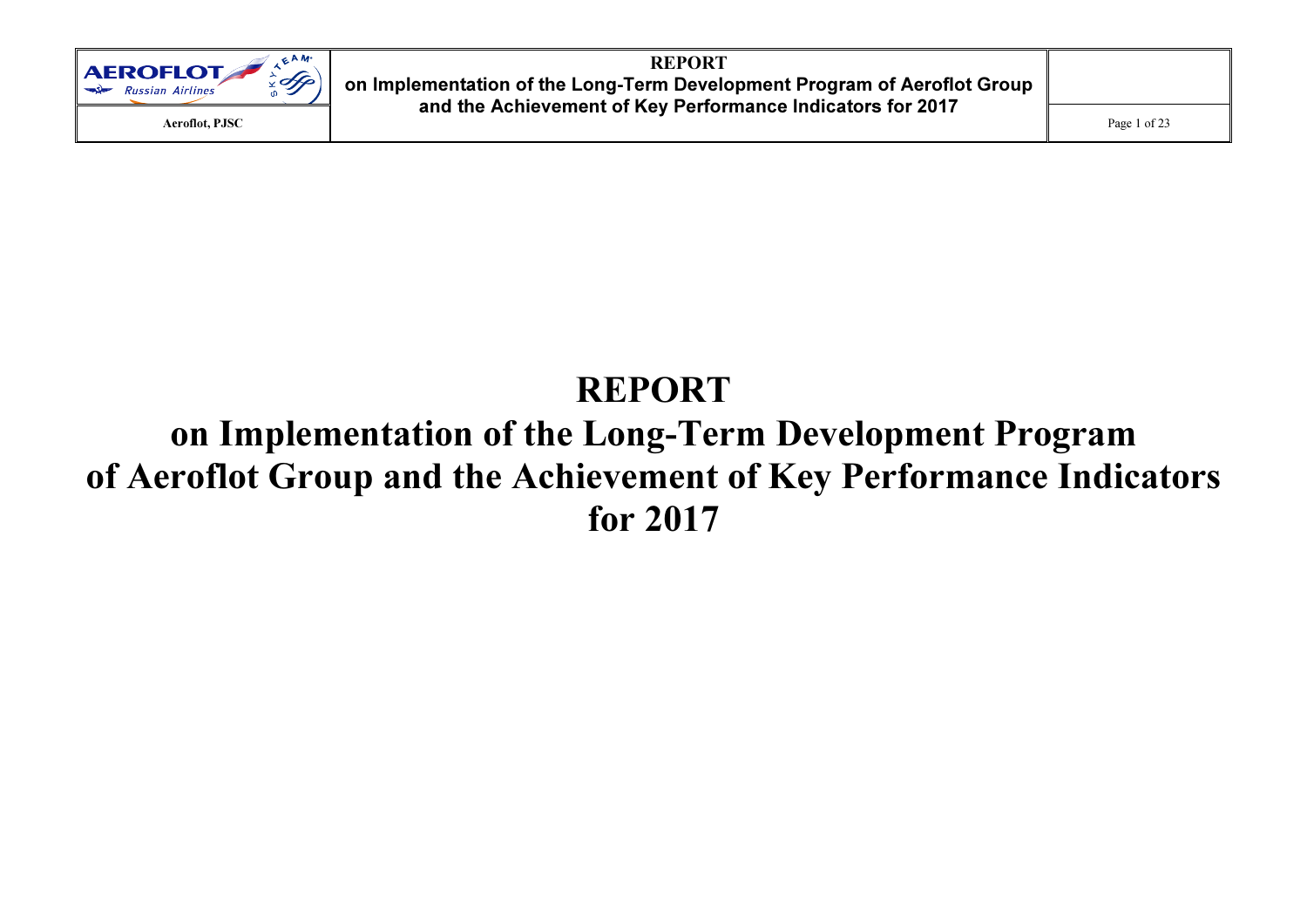# REPORT

# on Implementation of the Long-Term Development Program of Aeroflot Group and the Achievement of Key Performance Indicators for 2017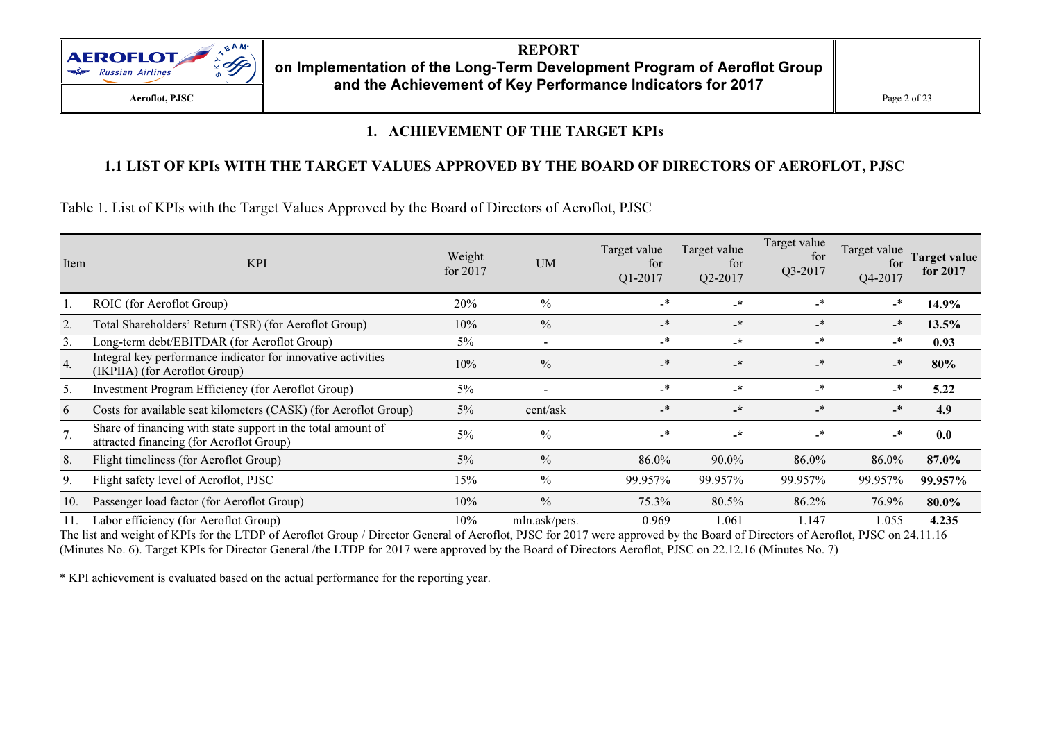## 1. ACHIEVEMENT OF THE TARGET KPIs

### 1.1 LIST OF KPIs WITH THE TARGET VALUES APPROVED BY THE BOARD OF DIRECTORS OF AEROFLOT, PJSC

Table 1. List of KPIs with the Target Values Approved by the Board of Directors of Aeroflot, PJSC

| Item | KPI | Weight for 2017 | UM | Target value for Q1-2017 | Target value for Q2-2017 | Target value for Q3-2017 | Target value for Q4-2017 | **Target value for 2017** |
|---|---|---|---|---|---|---|---|---|
| 1. | ROIC (for Aeroflot Group) | 20% | % | -* | -* | -* | -* | **14.9%** |
| 2. | Total Shareholders' Return (TSR) (for Aeroflot Group) | 10% | % | -* | -* | -* | -* | **13.5%** |
| 3. | Long-term debt/EBITDAR (for Aeroflot Group) | 5% | - | -* | -* | -* | -* | **0.93** |
| 4. | Integral key performance indicator for innovative activities (IKPIIA) (for Aeroflot Group) | 10% | % | -* | -* | -* | -* | **80%** |
| 5. | Investment Program Efficiency (for Aeroflot Group) | 5% | - | -* | -* | -* | -* | **5.22** |
| 6 | Costs for available seat kilometers (CASK) (for Aeroflot Group) | 5% | cent/ask | -* | -* | -* | -* | **4.9** |
| 7. | Share of financing with state support in the total amount of attracted financing (for Aeroflot Group) | 5% | % | -* | -* | -* | -* | **0.0** |
| 8. | Flight timeliness (for Aeroflot Group) | 5% | % | 86.0% | 90.0% | 86.0% | 86.0% | **87.0%** |
| 9. | Flight safety level of Aeroflot, PJSC | 15% | % | 99.957% | 99.957% | 99.957% | 99.957% | **99.957%** |
| 10. | Passenger load factor (for Aeroflot Group) | 10% | % | 75.3% | 80.5% | 86.2% | 76.9% | **80.0%** |
| 11. | Labor efficiency (for Aeroflot Group) | 10% | mln.ask/pers. | 0.969 | 1.061 | 1.147 | 1.055 | **4.235** |

The list and weight of KPIs for the LTDP of Aeroflot Group / Director General of Aeroflot, PJSC for 2017 were approved by the Board of Directors of Aeroflot, PJSC on 24.11.16 (Minutes No. 6). Target KPIs for Director General /the LTDP for 2017 were approved by the Board of Directors Aeroflot, PJSC on 22.12.16 (Minutes No. 7)

* KPI achievement is evaluated based on the actual performance for the reporting year.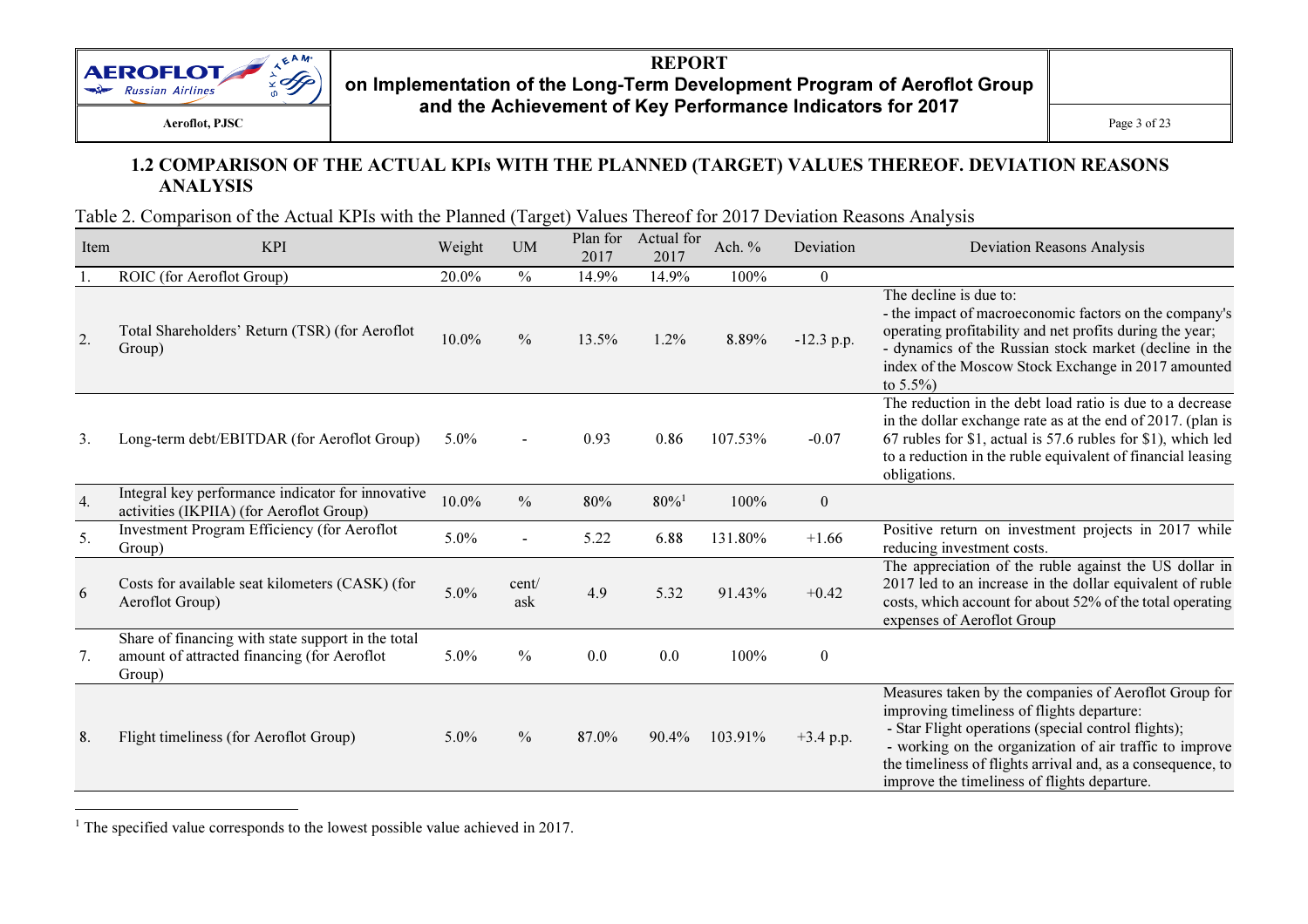## 1.2 COMPARISON OF THE ACTUAL KPIs WITH THE PLANNED (TARGET) VALUES THEREOF. DEVIATION REASONS ANALYSIS

Table 2. Comparison of the Actual KPIs with the Planned (Target) Values Thereof for 2017 Deviation Reasons Analysis

| Item | KPI | Weight | UM | Plan for 2017 | Actual for 2017 | Ach. % | Deviation | Deviation Reasons Analysis |
|---|---|---|---|---|---|---|---|---|
| 1. | ROIC (for Aeroflot Group) | 20.0% | % | 14.9% | 14.9% | 100% | 0 | |
| 2. | Total Shareholders' Return (TSR) (for Aeroflot Group) | 10.0% | % | 13.5% | 1.2% | 8.89% | -12.3 p.p. | The decline is due to:<br>- the impact of macroeconomic factors on the company's operating profitability and net profits during the year;<br>- dynamics of the Russian stock market (decline in the index of the Moscow Stock Exchange in 2017 amounted to 5.5%) |
| 3. | Long-term debt/EBITDAR (for Aeroflot Group) | 5.0% | - | 0.93 | 0.86 | 107.53% | -0.07 | The reduction in the debt load ratio is due to a decrease in the dollar exchange rate as at the end of 2017. (plan is 67 rubles for $1, actual is 57.6 rubles for $1), which led to a reduction in the ruble equivalent of financial leasing obligations. |
| 4. | Integral key performance indicator for innovative activities (IKPIIA) (for Aeroflot Group) | 10.0% | % | 80% | 80%[1] | 100% | 0 | |
| 5. | Investment Program Efficiency (for Aeroflot Group) | 5.0% | - | 5.22 | 6.88 | 131.80% | +1.66 | Positive return on investment projects in 2017 while reducing investment costs. |
| 6 | Costs for available seat kilometers (CASK) (for Aeroflot Group) | 5.0% | cent/ask | 4.9 | 5.32 | 91.43% | +0.42 | The appreciation of the ruble against the US dollar in 2017 led to an increase in the dollar equivalent of ruble costs, which account for about 52% of the total operating expenses of Aeroflot Group |
| 7. | Share of financing with state support in the total amount of attracted financing (for Aeroflot Group) | 5.0% | % | 0.0 | 0.0 | 100% | 0 | |
| 8. | Flight timeliness (for Aeroflot Group) | 5.0% | % | 87.0% | 90.4% | 103.91% | +3.4 p.p. | Measures taken by the companies of Aeroflot Group for improving timeliness of flights departure:<br>- Star Flight operations (special control flights);<br>- working on the organization of air traffic to improve the timeliness of flights arrival and, as a consequence, to improve the timeliness of flights departure. |

[1] The specified value corresponds to the lowest possible value achieved in 2017.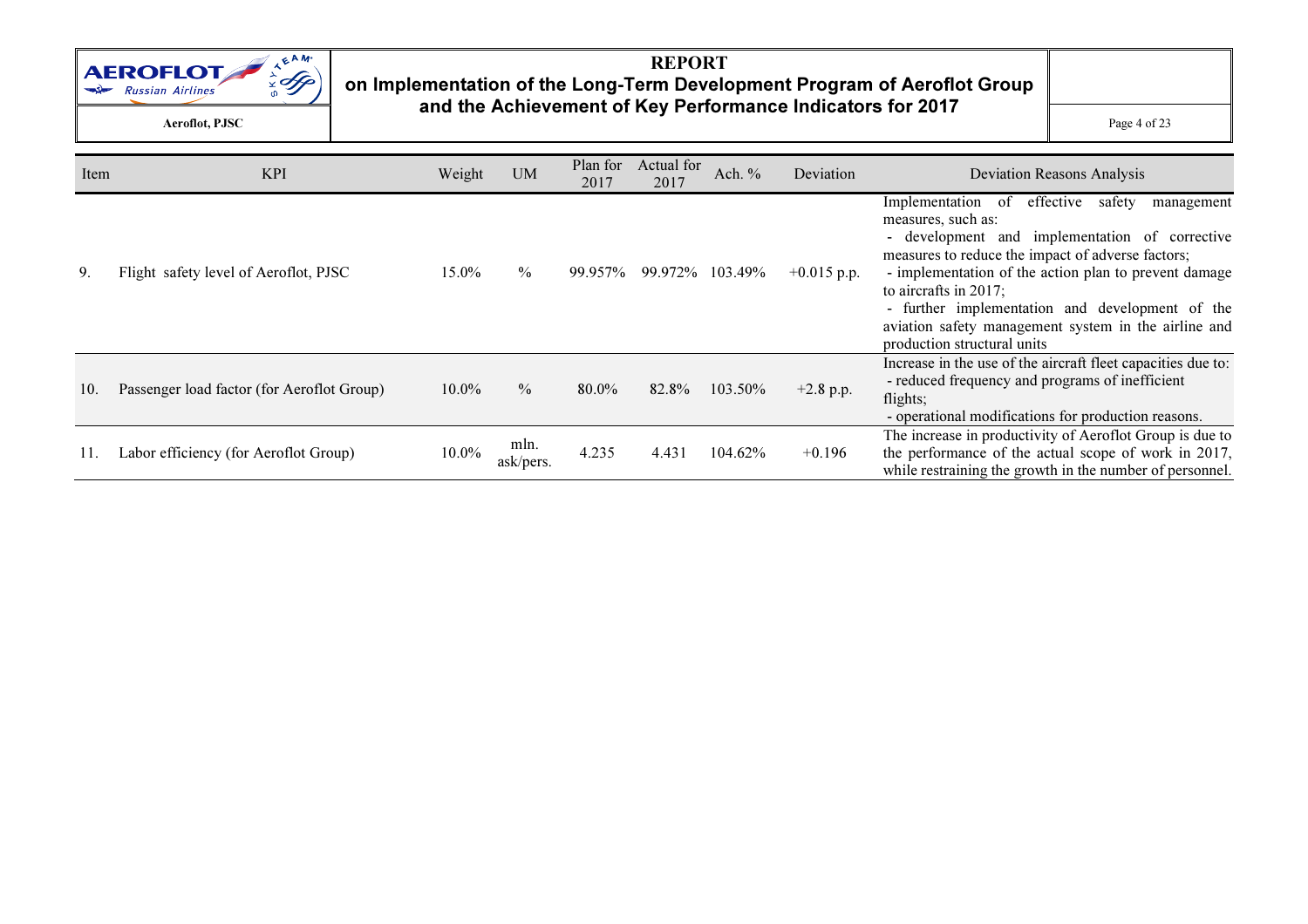| Item | KPI | Weight | UM | Plan for 2017 | Actual for 2017 | Ach. % | Deviation | Deviation Reasons Analysis |
|---|---|---|---|---|---|---|---|---|
| 9. | Flight safety level of Aeroflot, PJSC | 15.0% | % | 99.957% | 99.972% | 103.49% | +0.015 p.p. | Implementation of effective safety management measures, such as:<br>- development and implementation of corrective measures to reduce the impact of adverse factors;<br>- implementation of the action plan to prevent damage to aircrafts in 2017;<br>- further implementation and development of the aviation safety management system in the airline and production structural units |
| 10. | Passenger load factor (for Aeroflot Group) | 10.0% | % | 80.0% | 82.8% | 103.50% | +2.8 p.p. | Increase in the use of the aircraft fleet capacities due to:<br>- reduced frequency and programs of inefficient flights;<br>- operational modifications for production reasons. |
| 11. | Labor efficiency (for Aeroflot Group) | 10.0% | mln. ask/pers. | 4.235 | 4.431 | 104.62% | +0.196 | The increase in productivity of Aeroflot Group is due to the performance of the actual scope of work in 2017, while restraining the growth in the number of personnel. |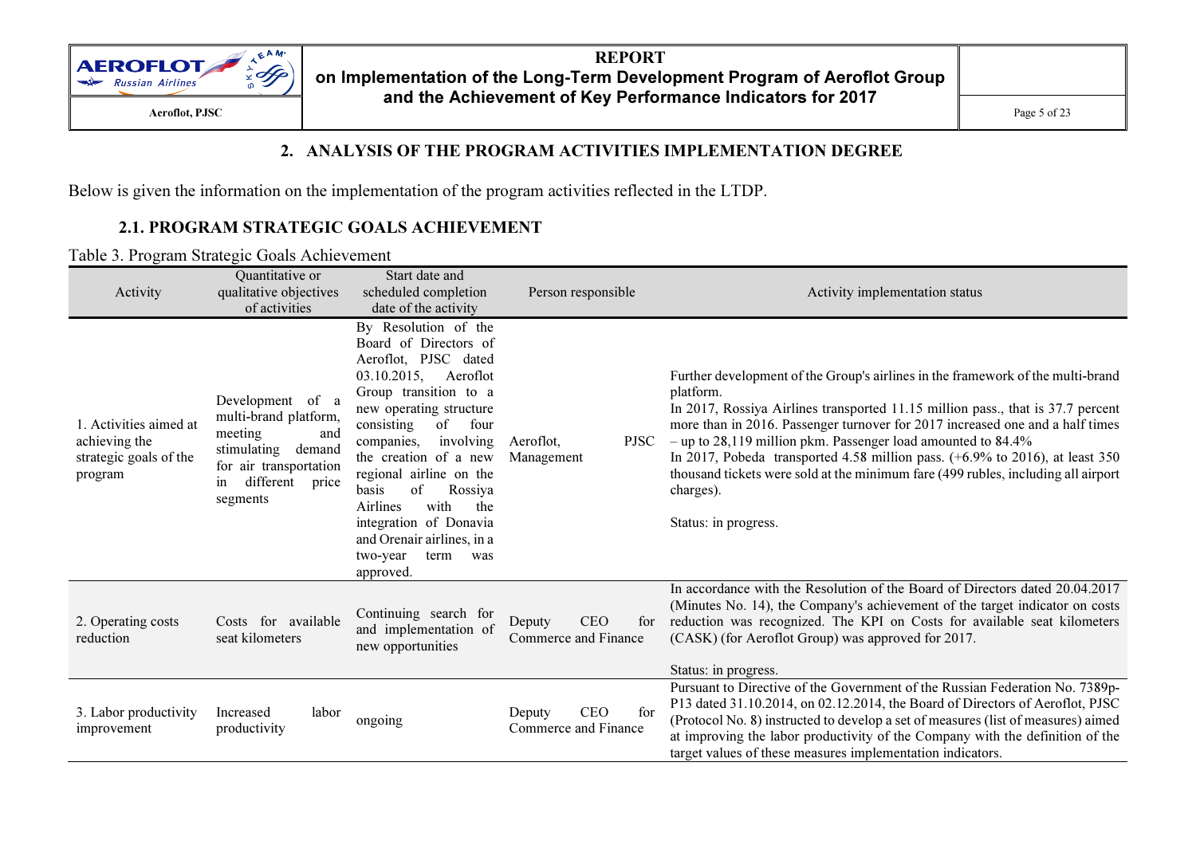## 2. ANALYSIS OF THE PROGRAM ACTIVITIES IMPLEMENTATION DEGREE

Below is given the information on the implementation of the program activities reflected in the LTDP.

### 2.1. PROGRAM STRATEGIC GOALS ACHIEVEMENT

Table 3. Program Strategic Goals Achievement

| Activity | Quantitative or qualitative objectives of activities | Start date and scheduled completion date of the activity | Person responsible | Activity implementation status |
|---|---|---|---|---|
| 1. Activities aimed at achieving the strategic goals of the program | Development of a multi-brand platform, meeting and stimulating demand for air transportation in different price segments | By Resolution of the Board of Directors of Aeroflot, PJSC dated 03.10.2015, Aeroflot Group transition to a new operating structure consisting of four companies, involving the creation of a new regional airline on the basis of Rossiya Airlines with the integration of Donavia and Orenair airlines, in a two-year term was approved. | Aeroflot, PJSC Management | Further development of the Group's airlines in the framework of the multi-brand platform.<br>In 2017, Rossiya Airlines transported 11.15 million pass., that is 37.7 percent more than in 2016. Passenger turnover for 2017 increased one and a half times – up to 28,119 million pkm. Passenger load amounted to 84.4%<br>In 2017, Pobeda transported 4.58 million pass. (+6.9% to 2016), at least 350 thousand tickets were sold at the minimum fare (499 rubles, including all airport charges).<br><br>Status: in progress. |
| 2. Operating costs reduction | Costs for available seat kilometers | Continuing search for and implementation of new opportunities | Deputy CEO for Commerce and Finance | In accordance with the Resolution of the Board of Directors dated 20.04.2017 (Minutes No. 14), the Company's achievement of the target indicator on costs reduction was recognized. The KPI on Costs for available seat kilometers (CASK) (for Aeroflot Group) was approved for 2017.<br><br>Status: in progress. |
| 3. Labor productivity improvement | Increased labor productivity | ongoing | Deputy CEO for Commerce and Finance | Pursuant to Directive of the Government of the Russian Federation No. 7389p-P13 dated 31.10.2014, on 02.12.2014, the Board of Directors of Aeroflot, PJSC (Protocol No. 8) instructed to develop a set of measures (list of measures) aimed at improving the labor productivity of the Company with the definition of the target values of these measures implementation indicators. |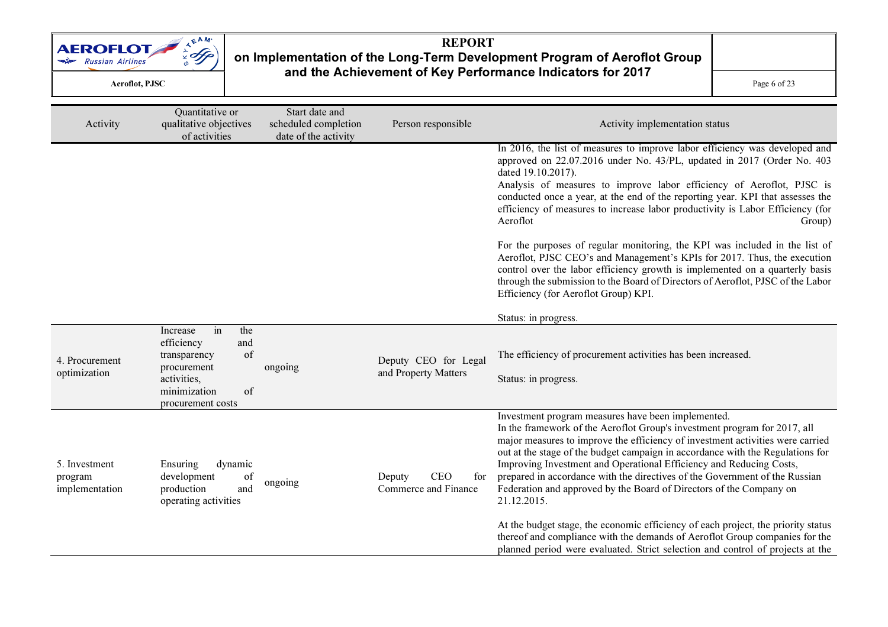| Activity | Quantitative or qualitative objectives of activities | Start date and scheduled completion date of the activity | Person responsible | Activity implementation status |
|---|---|---|---|---|
| | | | | In 2016, the list of measures to improve labor efficiency was developed and approved on 22.07.2016 under No. 43/PL, updated in 2017 (Order No. 403 dated 19.10.2017).<br>Analysis of measures to improve labor efficiency of Aeroflot, PJSC is conducted once a year, at the end of the reporting year. KPI that assesses the efficiency of measures to increase labor productivity is Labor Efficiency (for Aeroflot Group)<br><br>For the purposes of regular monitoring, the KPI was included in the list of Aeroflot, PJSC CEO's and Management's KPIs for 2017. Thus, the execution control over the labor efficiency growth is implemented on a quarterly basis through the submission to the Board of Directors of Aeroflot, PJSC of the Labor Efficiency (for Aeroflot Group) KPI.<br><br>Status: in progress. |
| 4. Procurement optimization | Increase in the efficiency and transparency of procurement activities, minimization of procurement costs | ongoing | Deputy CEO for Legal and Property Matters | The efficiency of procurement activities has been increased.<br><br>Status: in progress. |
| 5. Investment program implementation | Ensuring dynamic development of production and operating activities | ongoing | Deputy CEO for Commerce and Finance | Investment program measures have been implemented.<br>In the framework of the Aeroflot Group's investment program for 2017, all major measures to improve the efficiency of investment activities were carried out at the stage of the budget campaign in accordance with the Regulations for Improving Investment and Operational Efficiency and Reducing Costs, prepared in accordance with the directives of the Government of the Russian Federation and approved by the Board of Directors of the Company on 21.12.2015.<br><br>At the budget stage, the economic efficiency of each project, the priority status thereof and compliance with the demands of Aeroflot Group companies for the planned period were evaluated. Strict selection and control of projects at the |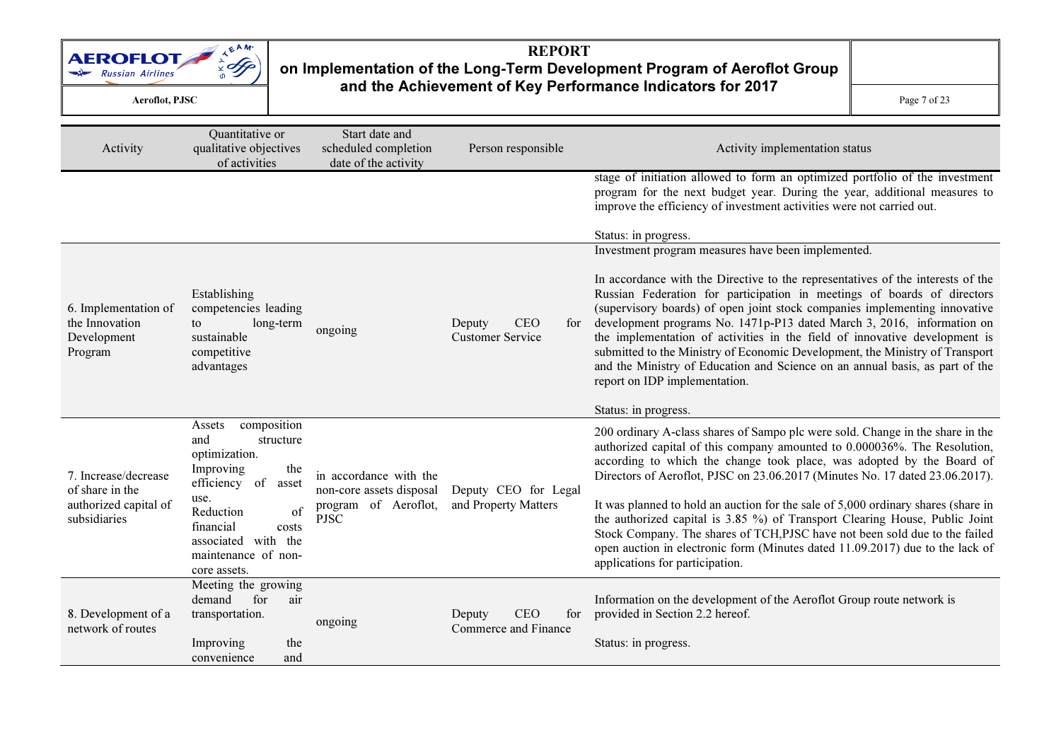| Activity | Quantitative or qualitative objectives of activities | Start date and scheduled completion date of the activity | Person responsible | Activity implementation status |
|---|---|---|---|---|
| | | | | stage of initiation allowed to form an optimized portfolio of the investment program for the next budget year. During the year, additional measures to improve the efficiency of investment activities were not carried out.<br><br>Status: in progress. |
| 6. Implementation of the Innovation Development Program | Establishing competencies leading to long-term sustainable competitive advantages | ongoing | Deputy CEO for Customer Service | Investment program measures have been implemented.<br><br>In accordance with the Directive to the representatives of the interests of the Russian Federation for participation in meetings of boards of directors (supervisory boards) of open joint stock companies implementing innovative development programs No. 1471p-P13 dated March 3, 2016, information on the implementation of activities in the field of innovative development is submitted to the Ministry of Economic Development, the Ministry of Transport and the Ministry of Education and Science on an annual basis, as part of the report on IDP implementation.<br><br>Status: in progress. |
| 7. Increase/decrease of share in the authorized capital of subsidiaries | Assets composition and structure optimization.<br>Improving the efficiency of asset use.<br>Reduction of financial costs associated with the maintenance of non-core assets. | in accordance with the non-core assets disposal program of Aeroflot, PJSC | Deputy CEO for Legal and Property Matters | 200 ordinary A-class shares of Sampo plc were sold. Change in the share in the authorized capital of this company amounted to 0.000036%. The Resolution, according to which the change took place, was adopted by the Board of Directors of Aeroflot, PJSC on 23.06.2017 (Minutes No. 17 dated 23.06.2017).<br><br>It was planned to hold an auction for the sale of 5,000 ordinary shares (share in the authorized capital is 3.85 %) of Transport Clearing House, Public Joint Stock Company. The shares of TCH,PJSC have not been sold due to the failed open auction in electronic form (Minutes dated 11.09.2017) due to the lack of applications for participation. |
| 8. Development of a network of routes | Meeting the growing demand for air transportation.<br><br>Improving the convenience and | ongoing | Deputy CEO for Commerce and Finance | Information on the development of the Aeroflot Group route network is provided in Section 2.2 hereof.<br><br>Status: in progress. |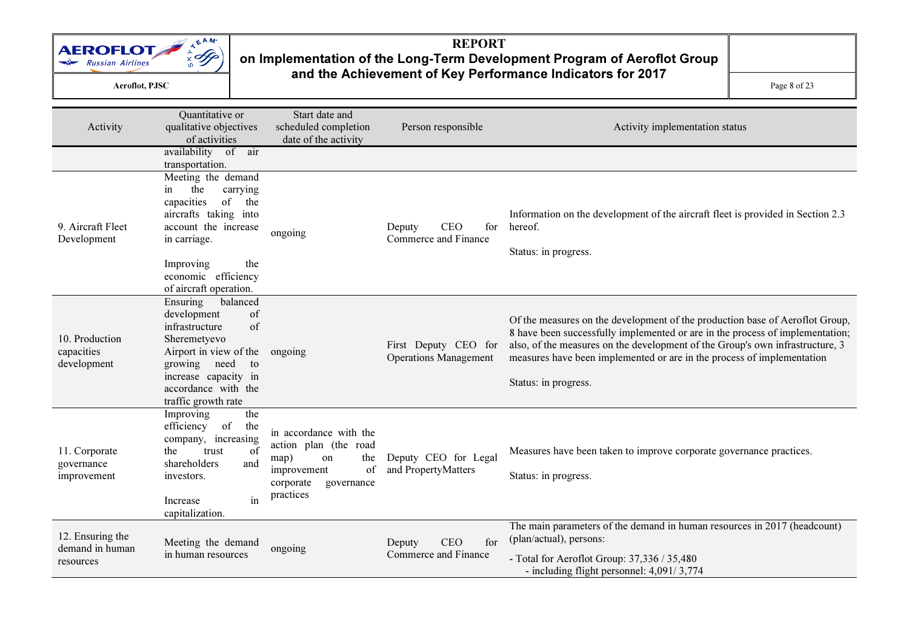| Activity | Quantitative or qualitative objectives of activities | Start date and scheduled completion date of the activity | Person responsible | Activity implementation status |
|---|---|---|---|---|
| | availability of air transportation. | | | |
| 9. Aircraft Fleet Development | Meeting the demand in the carrying capacities of the aircrafts taking into account the increase in carriage.<br><br>Improving the economic efficiency of aircraft operation. | ongoing | Deputy CEO for Commerce and Finance | Information on the development of the aircraft fleet is provided in Section 2.3 hereof.<br><br>Status: in progress. |
| 10. Production capacities development | Ensuring balanced development of infrastructure of Sheremetyevo Airport in view of the growing need to increase capacity in accordance with the traffic growth rate | ongoing | First Deputy CEO for Operations Management | Of the measures on the development of the production base of Aeroflot Group, 8 have been successfully implemented or are in the process of implementation; also, of the measures on the development of the Group's own infrastructure, 3 measures have been implemented or are in the process of implementation<br><br>Status: in progress. |
| 11. Corporate governance improvement | Improving the efficiency of the company, increasing the trust of shareholders and investors.<br><br>Increase in capitalization. | in accordance with the action plan (the road map) on the improvement of corporate governance practices | Deputy CEO for Legal and PropertyMatters | Measures have been taken to improve corporate governance practices.<br><br>Status: in progress. |
| 12. Ensuring the demand in human resources | Meeting the demand in human resources | ongoing | Deputy CEO for Commerce and Finance | The main parameters of the demand in human resources in 2017 (headcount) (plan/actual), persons:<br><br>- Total for Aeroflot Group: 37,336 / 35,480<br>- including flight personnel: 4,091/ 3,774 |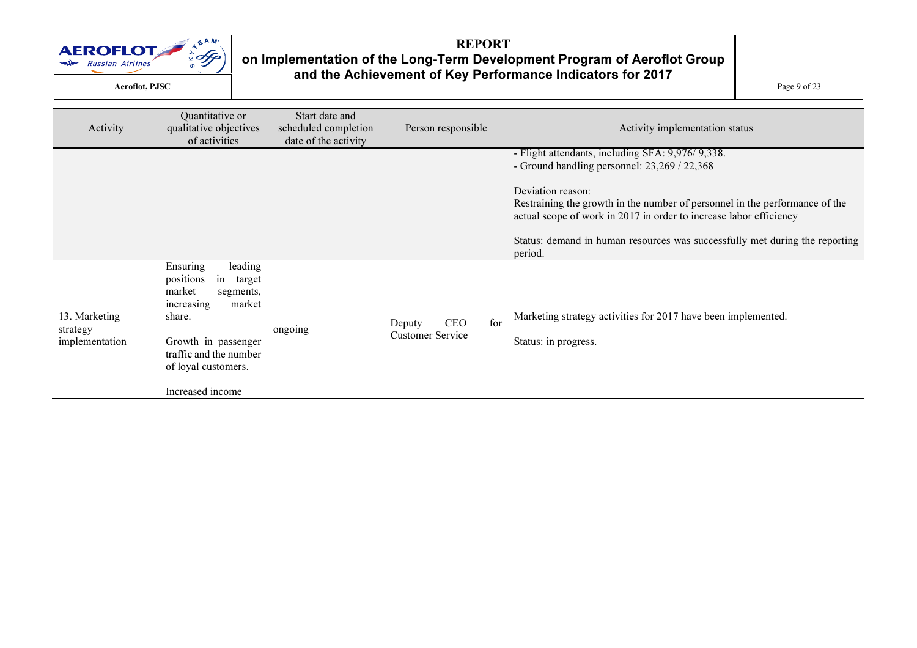| Activity | Quantitative or qualitative objectives of activities | Start date and scheduled completion date of the activity | Person responsible | Activity implementation status |
|---|---|---|---|---|
| | | | | - Flight attendants, including SFA: 9,976/ 9,338.<br>- Ground handling personnel: 23,269 / 22,368<br><br>Deviation reason:<br>Restraining the growth in the number of personnel in the performance of the actual scope of work in 2017 in order to increase labor efficiency<br><br>Status: demand in human resources was successfully met during the reporting period. |
| 13. Marketing strategy implementation | Ensuring leading positions in target market segments, increasing market share.<br><br>Growth in passenger traffic and the number of loyal customers.<br><br>Increased income | ongoing | Deputy CEO for Customer Service | Marketing strategy activities for 2017 have been implemented.<br><br>Status: in progress. |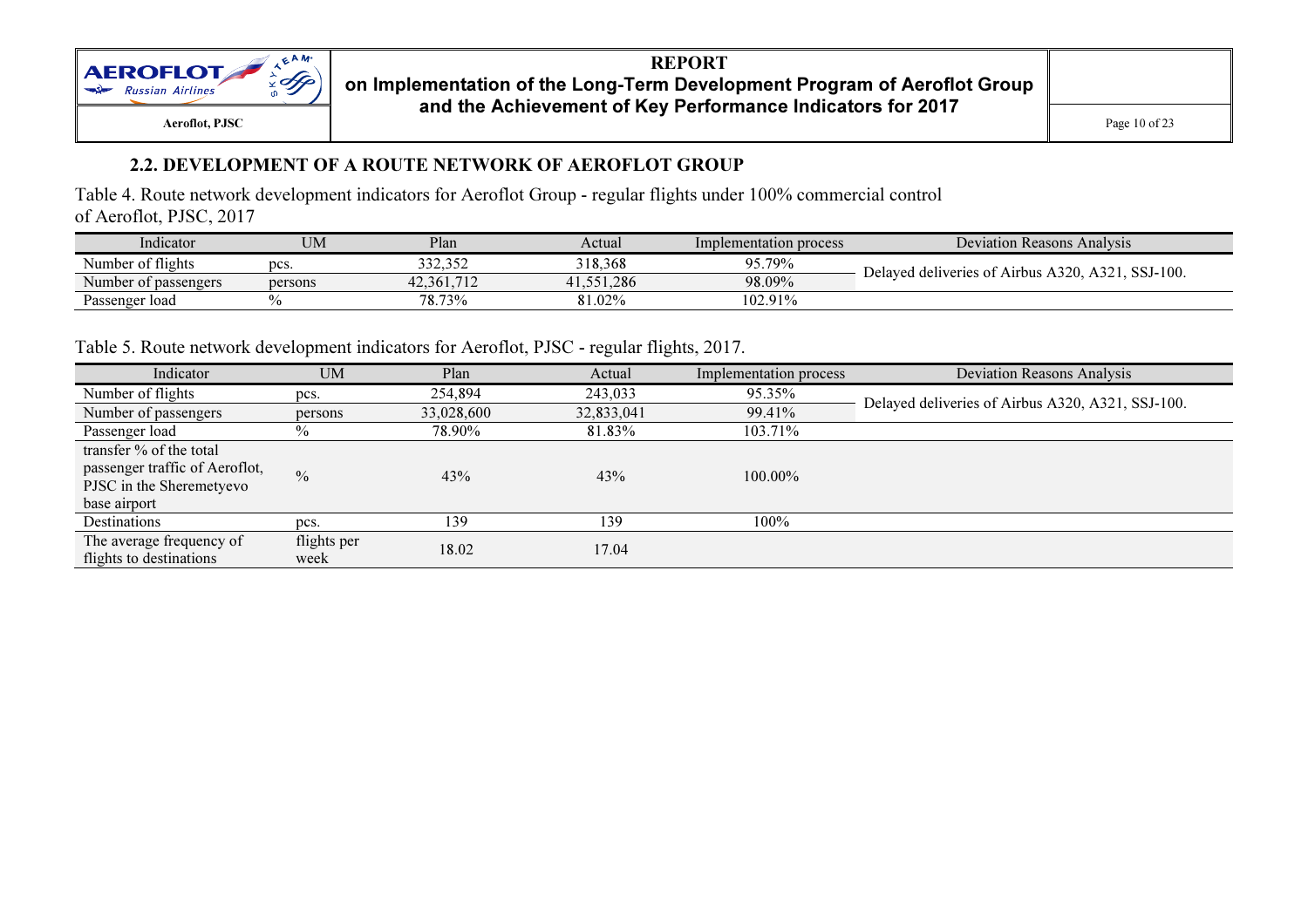## 2.2. DEVELOPMENT OF A ROUTE NETWORK OF AEROFLOT GROUP

Table 4. Route network development indicators for Aeroflot Group - regular flights under 100% commercial control of Aeroflot, PJSC, 2017

| Indicator | UM | Plan | Actual | Implementation process | Deviation Reasons Analysis |
|---|---|---|---|---|---|
| Number of flights | pcs. | 332,352 | 318,368 | 95.79% | Delayed deliveries of Airbus A320, A321, SSJ-100. |
| Number of passengers | persons | 42,361,712 | 41,551,286 | 98.09% | |
| Passenger load | % | 78.73% | 81.02% | 102.91% | |

Table 5. Route network development indicators for Aeroflot, PJSC - regular flights, 2017.

| Indicator | UM | Plan | Actual | Implementation process | Deviation Reasons Analysis |
|---|---|---|---|---|---|
| Number of flights | pcs. | 254,894 | 243,033 | 95.35% | Delayed deliveries of Airbus A320, A321, SSJ-100. |
| Number of passengers | persons | 33,028,600 | 32,833,041 | 99.41% | |
| Passenger load | % | 78.90% | 81.83% | 103.71% | |
| transfer % of the total passenger traffic of Aeroflot, PJSC in the Sheremetyevo base airport | % | 43% | 43% | 100.00% | |
| Destinations | pcs. | 139 | 139 | 100% | |
| The average frequency of flights to destinations | flights per week | 18.02 | 17.04 | | |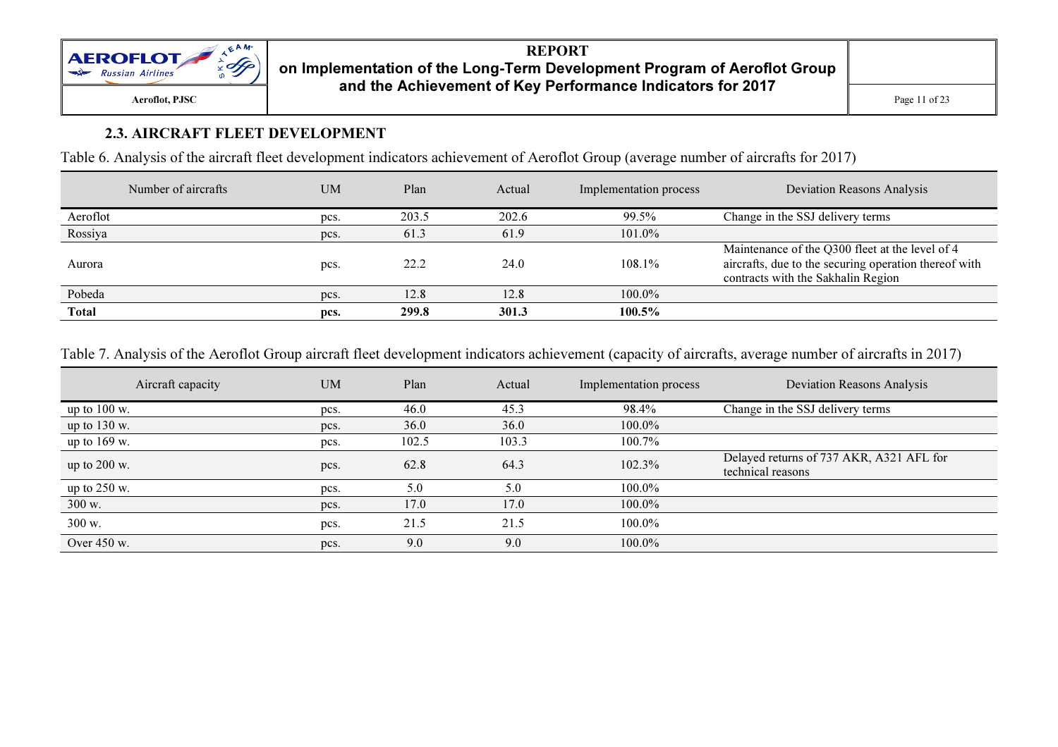## 2.3. AIRCRAFT FLEET DEVELOPMENT

Table 6. Analysis of the aircraft fleet development indicators achievement of Aeroflot Group (average number of aircrafts for 2017)

| Number of aircrafts | UM | Plan | Actual | Implementation process | Deviation Reasons Analysis |
|---|---|---|---|---|---|
| Aeroflot | pcs. | 203.5 | 202.6 | 99.5% | Change in the SSJ delivery terms |
| Rossiya | pcs. | 61.3 | 61.9 | 101.0% | |
| Aurora | pcs. | 22.2 | 24.0 | 108.1% | Maintenance of the Q300 fleet at the level of 4 aircrafts, due to the securing operation thereof with contracts with the Sakhalin Region |
| Pobeda | pcs. | 12.8 | 12.8 | 100.0% | |
| **Total** | **pcs.** | **299.8** | **301.3** | **100.5%** | |

Table 7. Analysis of the Aeroflot Group aircraft fleet development indicators achievement (capacity of aircrafts, average number of aircrafts in 2017)

| Aircraft capacity | UM | Plan | Actual | Implementation process | Deviation Reasons Analysis |
|---|---|---|---|---|---|
| up to 100 w. | pcs. | 46.0 | 45.3 | 98.4% | Change in the SSJ delivery terms |
| up to 130 w. | pcs. | 36.0 | 36.0 | 100.0% | |
| up to 169 w. | pcs. | 102.5 | 103.3 | 100.7% | |
| up to 200 w. | pcs. | 62.8 | 64.3 | 102.3% | Delayed returns of 737 AKR, A321 AFL for technical reasons |
| up to 250 w. | pcs. | 5.0 | 5.0 | 100.0% | |
| 300 w. | pcs. | 17.0 | 17.0 | 100.0% | |
| 300 w. | pcs. | 21.5 | 21.5 | 100.0% | |
| Over 450 w. | pcs. | 9.0 | 9.0 | 100.0% | |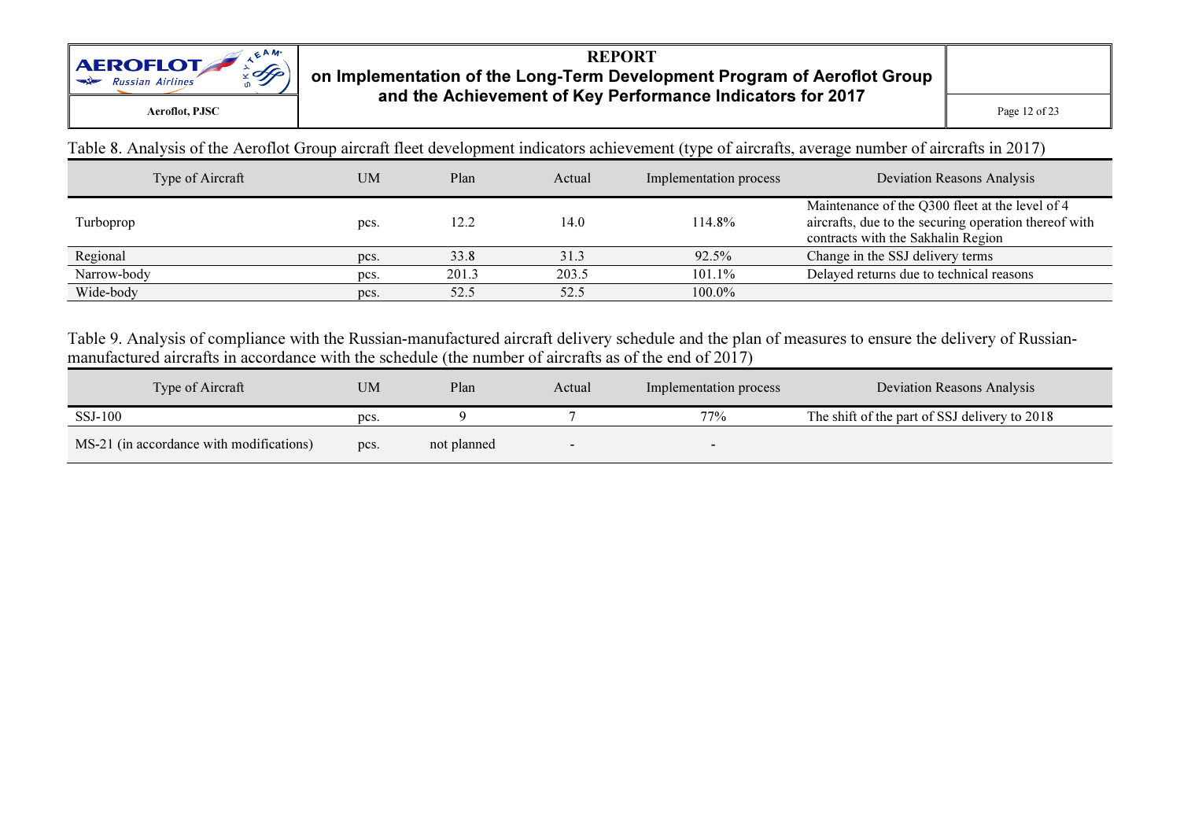Table 8. Analysis of the Aeroflot Group aircraft fleet development indicators achievement (type of aircrafts, average number of aircrafts in 2017)

| Type of Aircraft | UM | Plan | Actual | Implementation process | Deviation Reasons Analysis |
|---|---|---|---|---|---|
| Turboprop | pcs. | 12.2 | 14.0 | 114.8% | Maintenance of the Q300 fleet at the level of 4 aircrafts, due to the securing operation thereof with contracts with the Sakhalin Region |
| Regional | pcs. | 33.8 | 31.3 | 92.5% | Change in the SSJ delivery terms |
| Narrow-body | pcs. | 201.3 | 203.5 | 101.1% | Delayed returns due to technical reasons |
| Wide-body | pcs. | 52.5 | 52.5 | 100.0% | |

Table 9. Analysis of compliance with the Russian-manufactured aircraft delivery schedule and the plan of measures to ensure the delivery of Russian-manufactured aircrafts in accordance with the schedule (the number of aircrafts as of the end of 2017)

| Type of Aircraft | UM | Plan | Actual | Implementation process | Deviation Reasons Analysis |
|---|---|---|---|---|---|
| SSJ-100 | pcs. | 9 | 7 | 77% | The shift of the part of SSJ delivery to 2018 |
| MS-21 (in accordance with modifications) | pcs. | not planned | - | - | |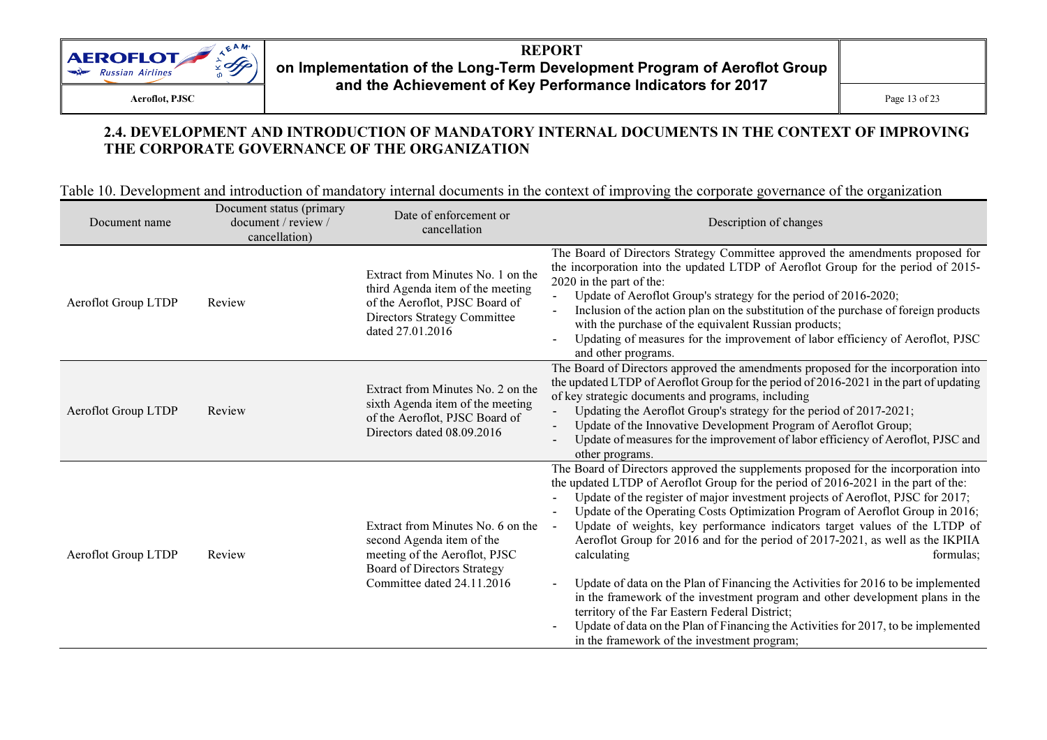## 2.4. DEVELOPMENT AND INTRODUCTION OF MANDATORY INTERNAL DOCUMENTS IN THE CONTEXT OF IMPROVING THE CORPORATE GOVERNANCE OF THE ORGANIZATION

Table 10. Development and introduction of mandatory internal documents in the context of improving the corporate governance of the organization

| Document name | Document status (primary document / review / cancellation) | Date of enforcement or cancellation | Description of changes |
|---|---|---|---|
| Aeroflot Group LTDP | Review | Extract from Minutes No. 1 on the third Agenda item of the meeting of the Aeroflot, PJSC Board of Directors Strategy Committee dated 27.01.2016 | The Board of Directors Strategy Committee approved the amendments proposed for the incorporation into the updated LTDP of Aeroflot Group for the period of 2015-2020 in the part of the:<br>- Update of Aeroflot Group's strategy for the period of 2016-2020;<br>- Inclusion of the action plan on the substitution of the purchase of foreign products with the purchase of the equivalent Russian products;<br>- Updating of measures for the improvement of labor efficiency of Aeroflot, PJSC and other programs. |
| Aeroflot Group LTDP | Review | Extract from Minutes No. 2 on the sixth Agenda item of the meeting of the Aeroflot, PJSC Board of Directors dated 08.09.2016 | The Board of Directors approved the amendments proposed for the incorporation into the updated LTDP of Aeroflot Group for the period of 2016-2021 in the part of updating of key strategic documents and programs, including<br>- Updating the Aeroflot Group's strategy for the period of 2017-2021;<br>- Update of the Innovative Development Program of Aeroflot Group;<br>- Update of measures for the improvement of labor efficiency of Aeroflot, PJSC and other programs. |
| Aeroflot Group LTDP | Review | Extract from Minutes No. 6 on the second Agenda item of the meeting of the Aeroflot, PJSC Board of Directors Strategy Committee dated 24.11.2016 | The Board of Directors approved the supplements proposed for the incorporation into the updated LTDP of Aeroflot Group for the period of 2016-2021 in the part of the:<br>- Update of the register of major investment projects of Aeroflot, PJSC for 2017;<br>- Update of the Operating Costs Optimization Program of Aeroflot Group in 2016;<br>- Update of weights, key performance indicators target values of the LTDP of Aeroflot Group for 2016 and for the period of 2017-2021, as well as the IKPIIA calculating formulas;<br>- Update of data on the Plan of Financing the Activities for 2016 to be implemented in the framework of the investment program and other development plans in the territory of the Far Eastern Federal District;<br>- Update of data on the Plan of Financing the Activities for 2017, to be implemented in the framework of the investment program; |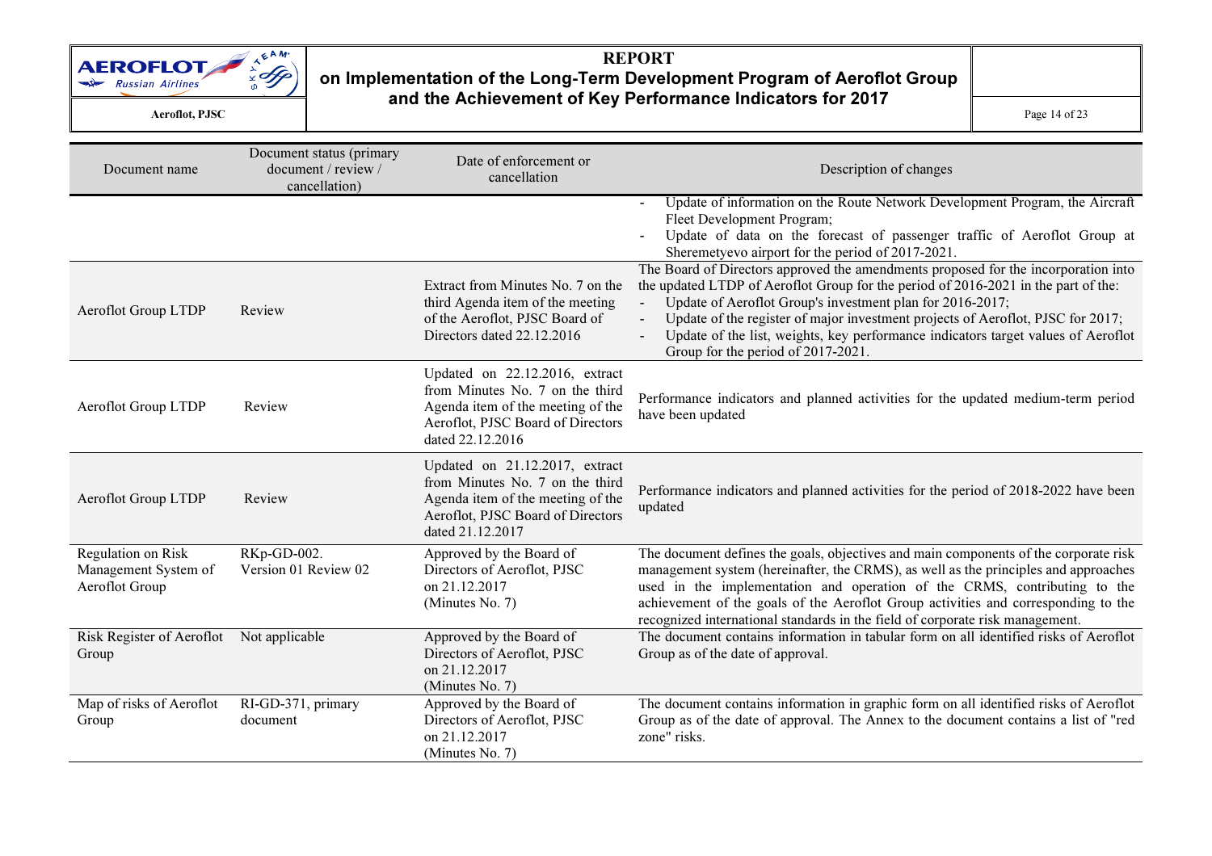| Document name | Document status (primary document / review / cancellation) | Date of enforcement or cancellation | Description of changes |
|---|---|---|---|
| | | | - Update of information on the Route Network Development Program, the Aircraft Fleet Development Program;<br>- Update of data on the forecast of passenger traffic of Aeroflot Group at Sheremetyevo airport for the period of 2017-2021. |
| Aeroflot Group LTDP | Review | Extract from Minutes No. 7 on the third Agenda item of the meeting of the Aeroflot, PJSC Board of Directors dated 22.12.2016 | The Board of Directors approved the amendments proposed for the incorporation into the updated LTDP of Aeroflot Group for the period of 2016-2021 in the part of the:<br>- Update of Aeroflot Group's investment plan for 2016-2017;<br>- Update of the register of major investment projects of Aeroflot, PJSC for 2017;<br>- Update of the list, weights, key performance indicators target values of Aeroflot Group for the period of 2017-2021. |
| Aeroflot Group LTDP | Review | Updated on 22.12.2016, extract from Minutes No. 7 on the third Agenda item of the meeting of the Aeroflot, PJSC Board of Directors dated 22.12.2016 | Performance indicators and planned activities for the updated medium-term period have been updated |
| Aeroflot Group LTDP | Review | Updated on 21.12.2017, extract from Minutes No. 7 on the third Agenda item of the meeting of the Aeroflot, PJSC Board of Directors dated 21.12.2017 | Performance indicators and planned activities for the period of 2018-2022 have been updated |
| Regulation on Risk Management System of Aeroflot Group | RKp-GD-002. Version 01 Review 02 | Approved by the Board of Directors of Aeroflot, PJSC on 21.12.2017 (Minutes No. 7) | The document defines the goals, objectives and main components of the corporate risk management system (hereinafter, the CRMS), as well as the principles and approaches used in the implementation and operation of the CRMS, contributing to the achievement of the goals of the Aeroflot Group activities and corresponding to the recognized international standards in the field of corporate risk management. |
| Risk Register of Aeroflot Group | Not applicable | Approved by the Board of Directors of Aeroflot, PJSC on 21.12.2017 (Minutes No. 7) | The document contains information in tabular form on all identified risks of Aeroflot Group as of the date of approval. |
| Map of risks of Aeroflot Group | RI-GD-371, primary document | Approved by the Board of Directors of Aeroflot, PJSC on 21.12.2017 (Minutes No. 7) | The document contains information in graphic form on all identified risks of Aeroflot Group as of the date of approval. The Annex to the document contains a list of "red zone" risks. |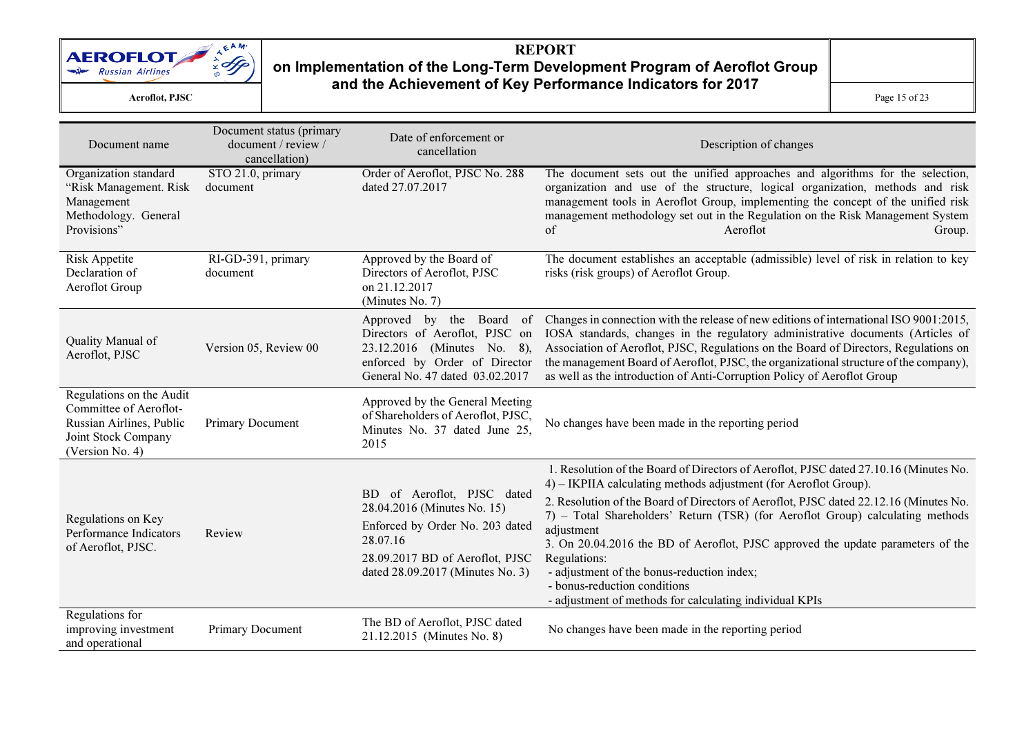| Document name | Document status (primary document / review / cancellation) | Date of enforcement or cancellation | Description of changes |
|---|---|---|---|
| Organization standard “Risk Management. Risk Management Methodology. General Provisions” | STO 21.0, primary document | Order of Aeroflot, PJSC No. 288 dated 27.07.2017 | The document sets out the unified approaches and algorithms for the selection, organization and use of the structure, logical organization, methods and risk management tools in Aeroflot Group, implementing the concept of the unified risk management methodology set out in the Regulation on the Risk Management System of Aeroflot Group. |
| Risk Appetite Declaration of Aeroflot Group | RI-GD-391, primary document | Approved by the Board of Directors of Aeroflot, PJSC on 21.12.2017 (Minutes No. 7) | The document establishes an acceptable (admissible) level of risk in relation to key risks (risk groups) of Aeroflot Group. |
| Quality Manual of Aeroflot, PJSC | Version 05, Review 00 | Approved by the Board of Directors of Aeroflot, PJSC on 23.12.2016 (Minutes No. 8), enforced by Order of Director General No. 47 dated 03.02.2017 | Changes in connection with the release of new editions of international ISO 9001:2015, IOSA standards, changes in the regulatory administrative documents (Articles of Association of Aeroflot, PJSC, Regulations on the Board of Directors, Regulations on the management Board of Aeroflot, PJSC, the organizational structure of the company), as well as the introduction of Anti-Corruption Policy of Aeroflot Group |
| Regulations on the Audit Committee of Aeroflot-Russian Airlines, Public Joint Stock Company (Version No. 4) | Primary Document | Approved by the General Meeting of Shareholders of Aeroflot, PJSC, Minutes No. 37 dated June 25, 2015 | No changes have been made in the reporting period |
| Regulations on Key Performance Indicators of Aeroflot, PJSC. | Review | BD of Aeroflot, PJSC dated 28.04.2016 (Minutes No. 15)<br>Enforced by Order No. 203 dated 28.07.16<br>28.09.2017 BD of Aeroflot, PJSC dated 28.09.2017 (Minutes No. 3) | 1. Resolution of the Board of Directors of Aeroflot, PJSC dated 27.10.16 (Minutes No. 4) – IKPIIA calculating methods adjustment (for Aeroflot Group).<br>2. Resolution of the Board of Directors of Aeroflot, PJSC dated 22.12.16 (Minutes No. 7) – Total Shareholders’ Return (TSR) (for Aeroflot Group) calculating methods adjustment<br>3. On 20.04.2016 the BD of Aeroflot, PJSC approved the update parameters of the Regulations:<br>- adjustment of the bonus-reduction index;<br>- bonus-reduction conditions<br>- adjustment of methods for calculating individual KPIs |
| Regulations for improving investment and operational | Primary Document | The BD of Aeroflot, PJSC dated 21.12.2015 (Minutes No. 8) | No changes have been made in the reporting period |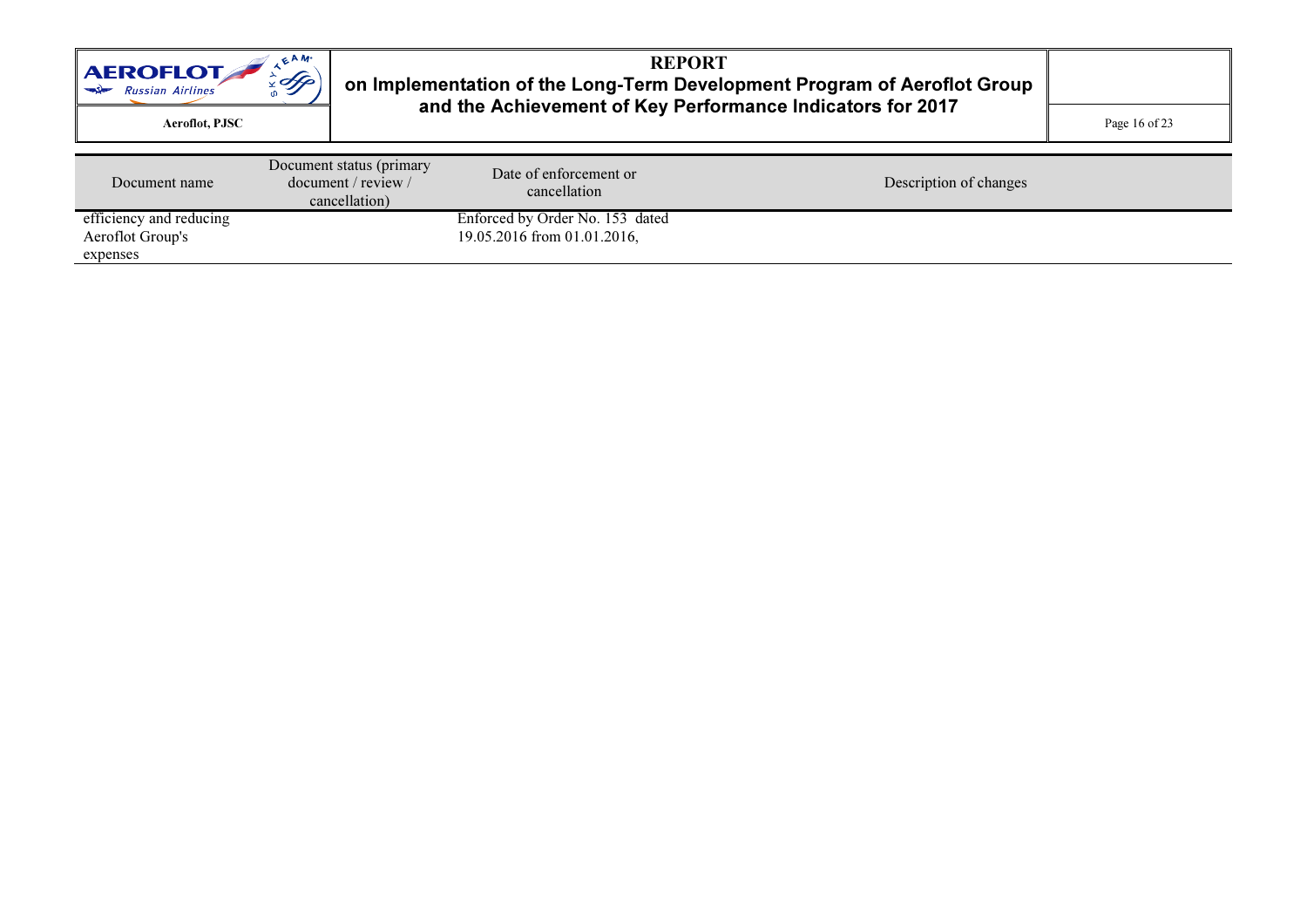| Document name | Document status (primary document / review / cancellation) | Date of enforcement or cancellation | Description of changes |
| --- | --- | --- | --- |
| efficiency and reducing Aeroflot Group's expenses | | Enforced by Order No. 153 dated 19.05.2016 from 01.01.2016, | |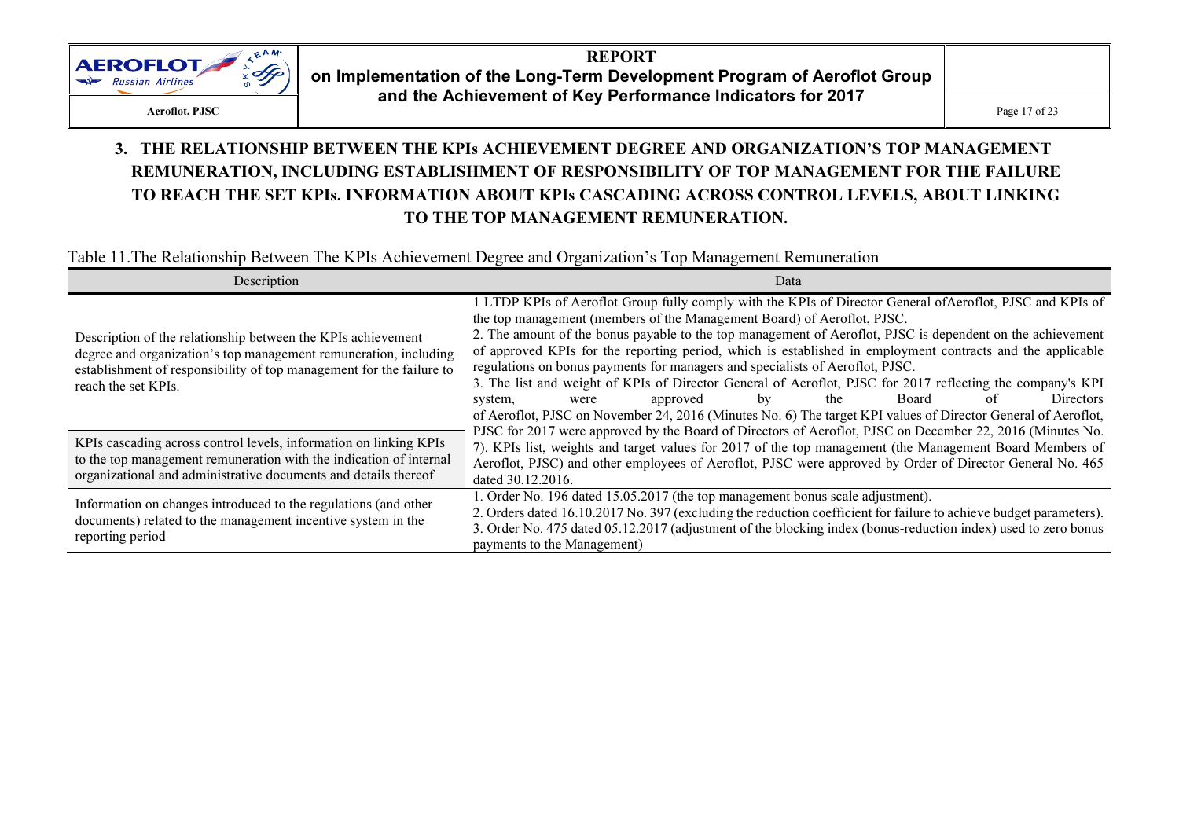## 3. THE RELATIONSHIP BETWEEN THE KPIs ACHIEVEMENT DEGREE AND ORGANIZATION'S TOP MANAGEMENT REMUNERATION, INCLUDING ESTABLISHMENT OF RESPONSIBILITY OF TOP MANAGEMENT FOR THE FAILURE TO REACH THE SET KPIs. INFORMATION ABOUT KPIs CASCADING ACROSS CONTROL LEVELS, ABOUT LINKING TO THE TOP MANAGEMENT REMUNERATION.

Table 11.The Relationship Between The KPIs Achievement Degree and Organization's Top Management Remuneration

| Description | Data |
|---|---|
| Description of the relationship between the KPIs achievement degree and organization's top management remuneration, including establishment of responsibility of top management for the failure to reach the set KPIs. <br><br> KPIs cascading across control levels, information on linking KPIs to the top management remuneration with the indication of internal organizational and administrative documents and details thereof | 1 LTDP KPIs of Aeroflot Group fully comply with the KPIs of Director General ofAeroflot, PJSC and KPIs of the top management (members of the Management Board) of Aeroflot, PJSC.<br>2. The amount of the bonus payable to the top management of Aeroflot, PJSC is dependent on the achievement of approved KPIs for the reporting period, which is established in employment contracts and the applicable regulations on bonus payments for managers and specialists of Aeroflot, PJSC.<br>3. The list and weight of KPIs of Director General of Aeroflot, PJSC for 2017 reflecting the company's KPI system, were approved by the Board of Directors of Aeroflot, PJSC on November 24, 2016 (Minutes No. 6) The target KPI values of Director General of Aeroflot, PJSC for 2017 were approved by the Board of Directors of Aeroflot, PJSC on December 22, 2016 (Minutes No. 7). KPIs list, weights and target values for 2017 of the top management (the Management Board Members of Aeroflot, PJSC) and other employees of Aeroflot, PJSC were approved by Order of Director General No. 465 dated 30.12.2016. |
| Information on changes introduced to the regulations (and other documents) related to the management incentive system in the reporting period | 1. Order No. 196 dated 15.05.2017 (the top management bonus scale adjustment).<br>2. Orders dated 16.10.2017 No. 397 (excluding the reduction coefficient for failure to achieve budget parameters).<br>3. Order No. 475 dated 05.12.2017 (adjustment of the blocking index (bonus-reduction index) used to zero bonus payments to the Management) |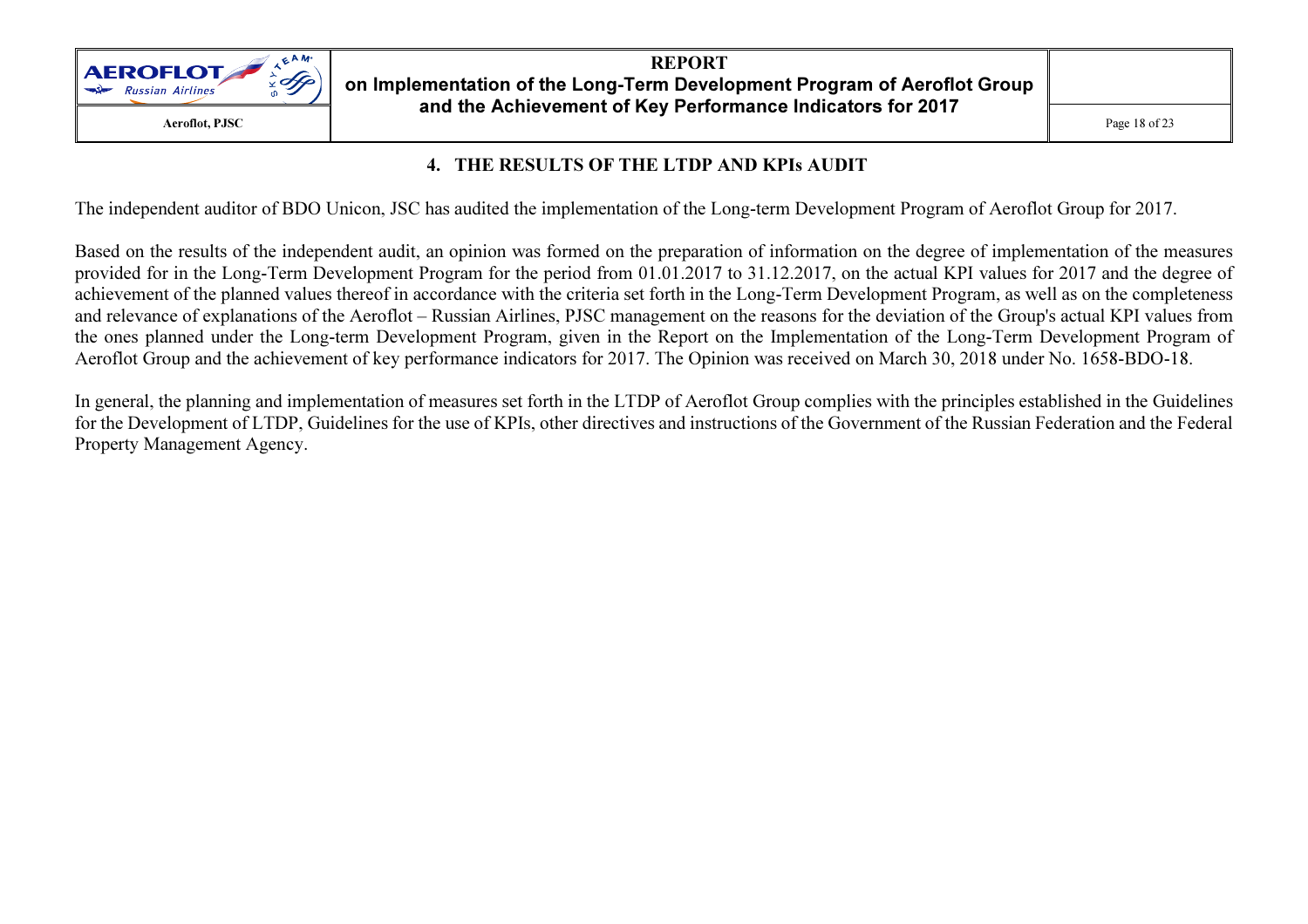## 4. THE RESULTS OF THE LTDP AND KPIs AUDIT

The independent auditor of BDO Unicon, JSC has audited the implementation of the Long-term Development Program of Aeroflot Group for 2017.

Based on the results of the independent audit, an opinion was formed on the preparation of information on the degree of implementation of the measures provided for in the Long-Term Development Program for the period from 01.01.2017 to 31.12.2017, on the actual KPI values for 2017 and the degree of achievement of the planned values thereof in accordance with the criteria set forth in the Long-Term Development Program, as well as on the completeness and relevance of explanations of the Aeroflot – Russian Airlines, PJSC management on the reasons for the deviation of the Group's actual KPI values from the ones planned under the Long-term Development Program, given in the Report on the Implementation of the Long-Term Development Program of Aeroflot Group and the achievement of key performance indicators for 2017. The Opinion was received on March 30, 2018 under No. 1658-BDO-18.

In general, the planning and implementation of measures set forth in the LTDP of Aeroflot Group complies with the principles established in the Guidelines for the Development of LTDP, Guidelines for the use of KPIs, other directives and instructions of the Government of the Russian Federation and the Federal Property Management Agency.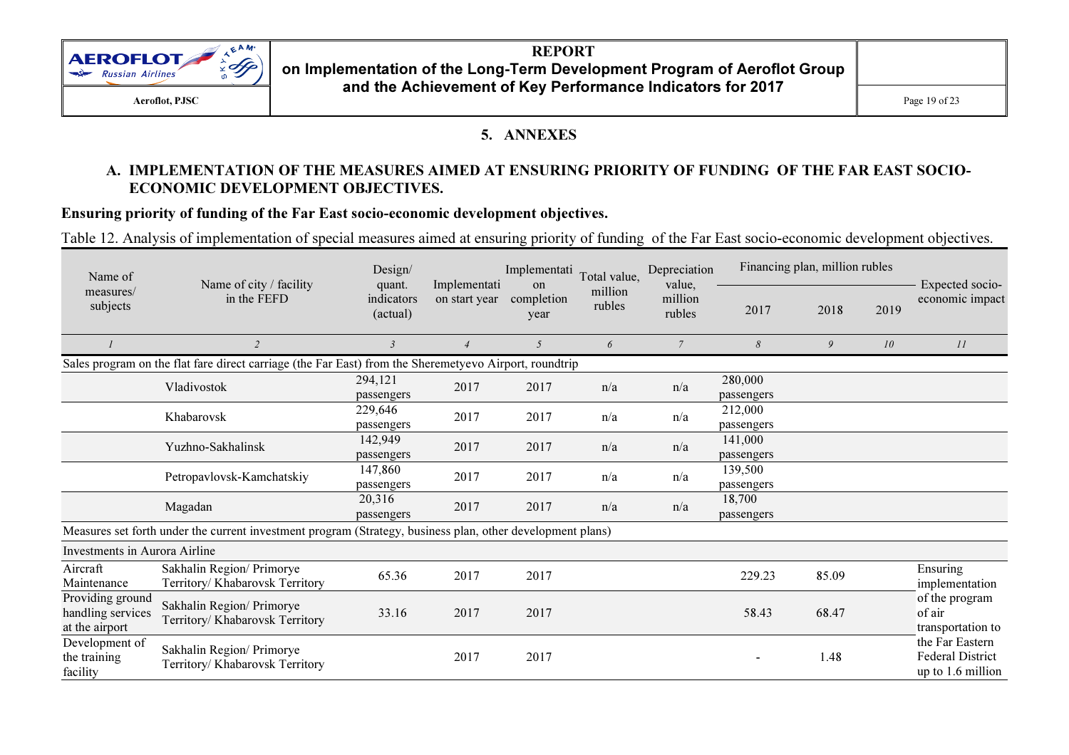## 5. ANNEXES

### A. IMPLEMENTATION OF THE MEASURES AIMED AT ENSURING PRIORITY OF FUNDING OF THE FAR EAST SOCIO-ECONOMIC DEVELOPMENT OBJECTIVES.

**Ensuring priority of funding of the Far East socio-economic development objectives.**

Table 12. Analysis of implementation of special measures aimed at ensuring priority of funding of the Far East socio-economic development objectives.

| Name of measures/ subjects | Name of city / facility in the FEFD | Design/ quant. indicators (actual) | Implementation start year | Implementation completion year | Total value, million rubles | Depreciation value, million rubles | Financing plan, million rubles | | | Expected socio-economic impact |
|---|---|---|---|---|---|---|---|---|---|---|
| | | | | | | | 2017 | 2018 | 2019 | |
| *1* | *2* | *3* | *4* | *5* | *6* | *7* | *8* | *9* | *10* | *11* |
| Sales program on the flat fare direct carriage (the Far East) from the Sheremetyevo Airport, roundtrip | | | | | | | | | | |
| | Vladivostok | 294,121 passengers | 2017 | 2017 | n/a | n/a | 280,000 passengers | | | |
| | Khabarovsk | 229,646 passengers | 2017 | 2017 | n/a | n/a | 212,000 passengers | | | |
| | Yuzhno-Sakhalinsk | 142,949 passengers | 2017 | 2017 | n/a | n/a | 141,000 passengers | | | |
| | Petropavlovsk-Kamchatskiy | 147,860 passengers | 2017 | 2017 | n/a | n/a | 139,500 passengers | | | |
| | Magadan | 20,316 passengers | 2017 | 2017 | n/a | n/a | 18,700 passengers | | | |
| Measures set forth under the current investment program (Strategy, business plan, other development plans) | | | | | | | | | | |
| Investments in Aurora Airline | | | | | | | | | | |
| Aircraft Maintenance | Sakhalin Region/ Primorye Territory/ Khabarovsk Territory | 65.36 | 2017 | 2017 | | | 229.23 | 85.09 | | Ensuring implementation of the program of air transportation to the Far Eastern Federal District up to 1.6 million |
| Providing ground handling services at the airport | Sakhalin Region/ Primorye Territory/ Khabarovsk Territory | 33.16 | 2017 | 2017 | | | 58.43 | 68.47 | | |
| Development of the training facility | Sakhalin Region/ Primorye Territory/ Khabarovsk Territory | | 2017 | 2017 | | | - | 1.48 | | |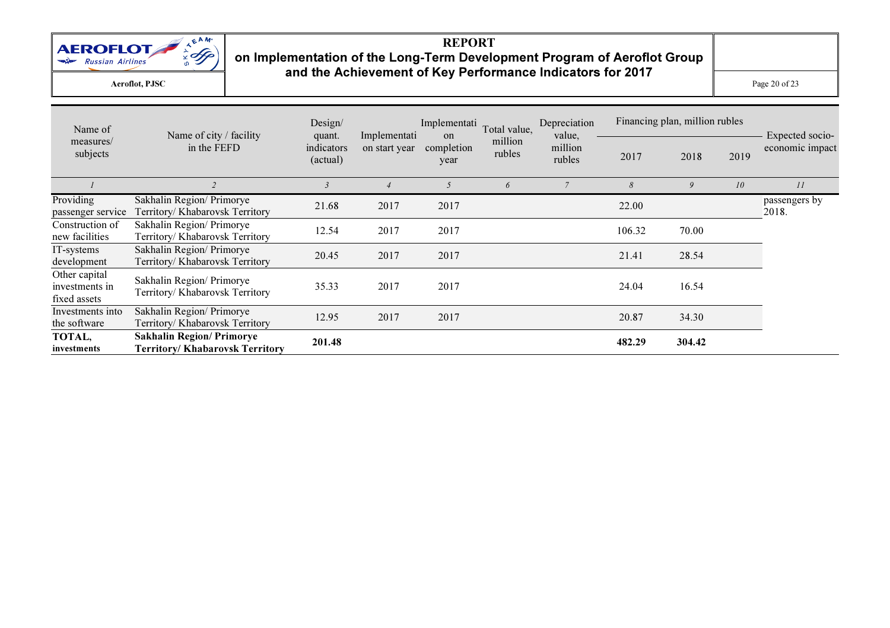| Name of measures/ subjects | Name of city / facility in the FEFD | Design/ quant. indicators (actual) | Implementation start year | Implementation completion year | Total value, million rubles | Depreciation value, million rubles | Financing plan, million rubles | | | Expected socio-economic impact |
|---|---|---|---|---|---|---|---|---|---|---|
| | | | | | | | 2017 | 2018 | 2019 | |
| *1* | *2* | *3* | *4* | *5* | *6* | *7* | *8* | *9* | *10* | *11* |
| Providing passenger service | Sakhalin Region/ Primorye Territory/ Khabarovsk Territory | 21.68 | 2017 | 2017 | | | 22.00 | | | passengers by 2018. |
| Construction of new facilities | Sakhalin Region/ Primorye Territory/ Khabarovsk Territory | 12.54 | 2017 | 2017 | | | 106.32 | 70.00 | | |
| IT-systems development | Sakhalin Region/ Primorye Territory/ Khabarovsk Territory | 20.45 | 2017 | 2017 | | | 21.41 | 28.54 | | |
| Other capital investments in fixed assets | Sakhalin Region/ Primorye Territory/ Khabarovsk Territory | 35.33 | 2017 | 2017 | | | 24.04 | 16.54 | | |
| Investments into the software | Sakhalin Region/ Primorye Territory/ Khabarovsk Territory | 12.95 | 2017 | 2017 | | | 20.87 | 34.30 | | |
| **TOTAL, investments** | **Sakhalin Region/ Primorye Territory/ Khabarovsk Territory** | **201.48** | | | | | **482.29** | **304.42** | | |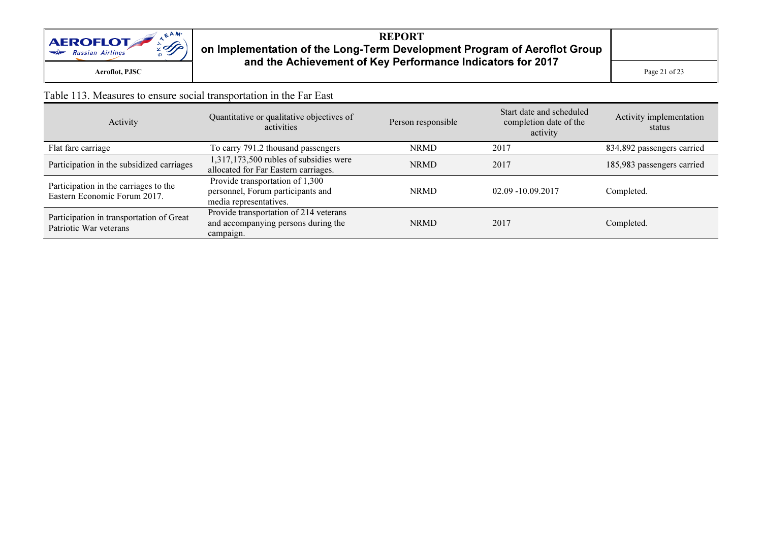Table 113. Measures to ensure social transportation in the Far East

| Activity | Quantitative or qualitative objectives of activities | Person responsible | Start date and scheduled completion date of the activity | Activity implementation status |
|---|---|---|---|---|
| Flat fare carriage | To carry 791.2 thousand passengers | NRMD | 2017 | 834,892 passengers carried |
| Participation in the subsidized carriages | 1,317,173,500 rubles of subsidies were allocated for Far Eastern carriages. | NRMD | 2017 | 185,983 passengers carried |
| Participation in the carriages to the Eastern Economic Forum 2017. | Provide transportation of 1,300 personnel, Forum participants and media representatives. | NRMD | 02.09 -10.09.2017 | Completed. |
| Participation in transportation of Great Patriotic War veterans | Provide transportation of 214 veterans and accompanying persons during the campaign. | NRMD | 2017 | Completed. |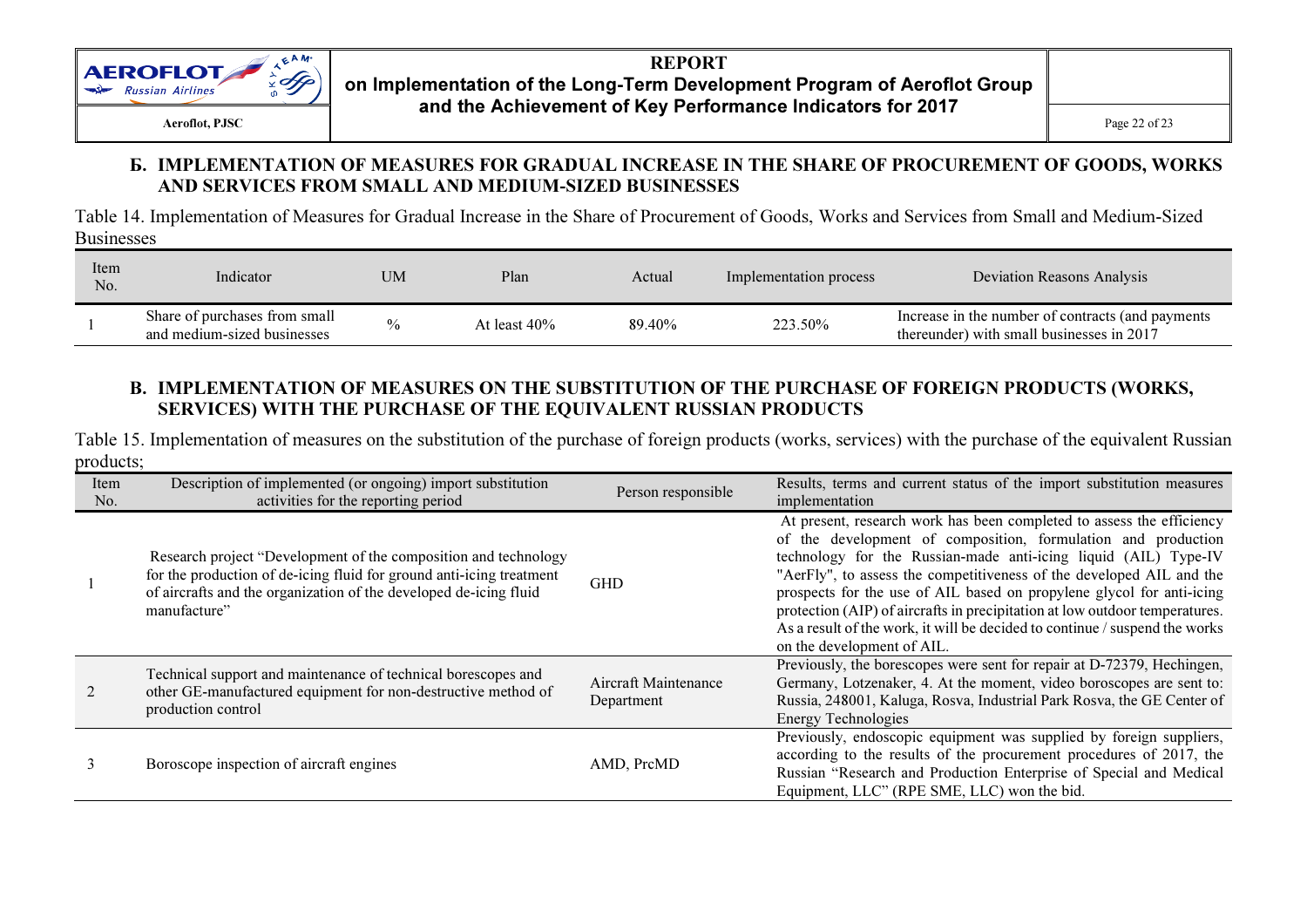## Б. IMPLEMENTATION OF MEASURES FOR GRADUAL INCREASE IN THE SHARE OF PROCUREMENT OF GOODS, WORKS AND SERVICES FROM SMALL AND MEDIUM-SIZED BUSINESSES

Table 14. Implementation of Measures for Gradual Increase in the Share of Procurement of Goods, Works and Services from Small and Medium-Sized Businesses

| Item No. | Indicator | UM | Plan | Actual | Implementation process | Deviation Reasons Analysis |
|---|---|---|---|---|---|---|
| 1 | Share of purchases from small and medium-sized businesses | % | At least 40% | 89.40% | 223.50% | Increase in the number of contracts (and payments thereunder) with small businesses in 2017 |

## В. IMPLEMENTATION OF MEASURES ON THE SUBSTITUTION OF THE PURCHASE OF FOREIGN PRODUCTS (WORKS, SERVICES) WITH THE PURCHASE OF THE EQUIVALENT RUSSIAN PRODUCTS

Table 15. Implementation of measures on the substitution of the purchase of foreign products (works, services) with the purchase of the equivalent Russian products;

| Item No. | Description of implemented (or ongoing) import substitution activities for the reporting period | Person responsible | Results, terms and current status of the import substitution measures implementation |
|---|---|---|---|
| 1 | Research project "Development of the composition and technology for the production of de-icing fluid for ground anti-icing treatment of aircrafts and the organization of the developed de-icing fluid manufacture" | GHD | At present, research work has been completed to assess the efficiency of the development of composition, formulation and production technology for the Russian-made anti-icing liquid (AIL) Type-IV "AerFly", to assess the competitiveness of the developed AIL and the prospects for the use of AIL based on propylene glycol for anti-icing protection (AIP) of aircrafts in precipitation at low outdoor temperatures. As a result of the work, it will be decided to continue / suspend the works on the development of AIL. |
| 2 | Technical support and maintenance of technical borescopes and other GE-manufactured equipment for non-destructive method of production control | Aircraft Maintenance Department | Previously, the borescopes were sent for repair at D-72379, Hechingen, Germany, Lotzenaker, 4. At the moment, video boroscopes are sent to: Russia, 248001, Kaluga, Rosva, Industrial Park Rosva, the GE Center of Energy Technologies |
| 3 | Boroscope inspection of aircraft engines | AMD, PrcMD | Previously, endoscopic equipment was supplied by foreign suppliers, according to the results of the procurement procedures of 2017, the Russian "Research and Production Enterprise of Special and Medical Equipment, LLC" (RPE SME, LLC) won the bid. |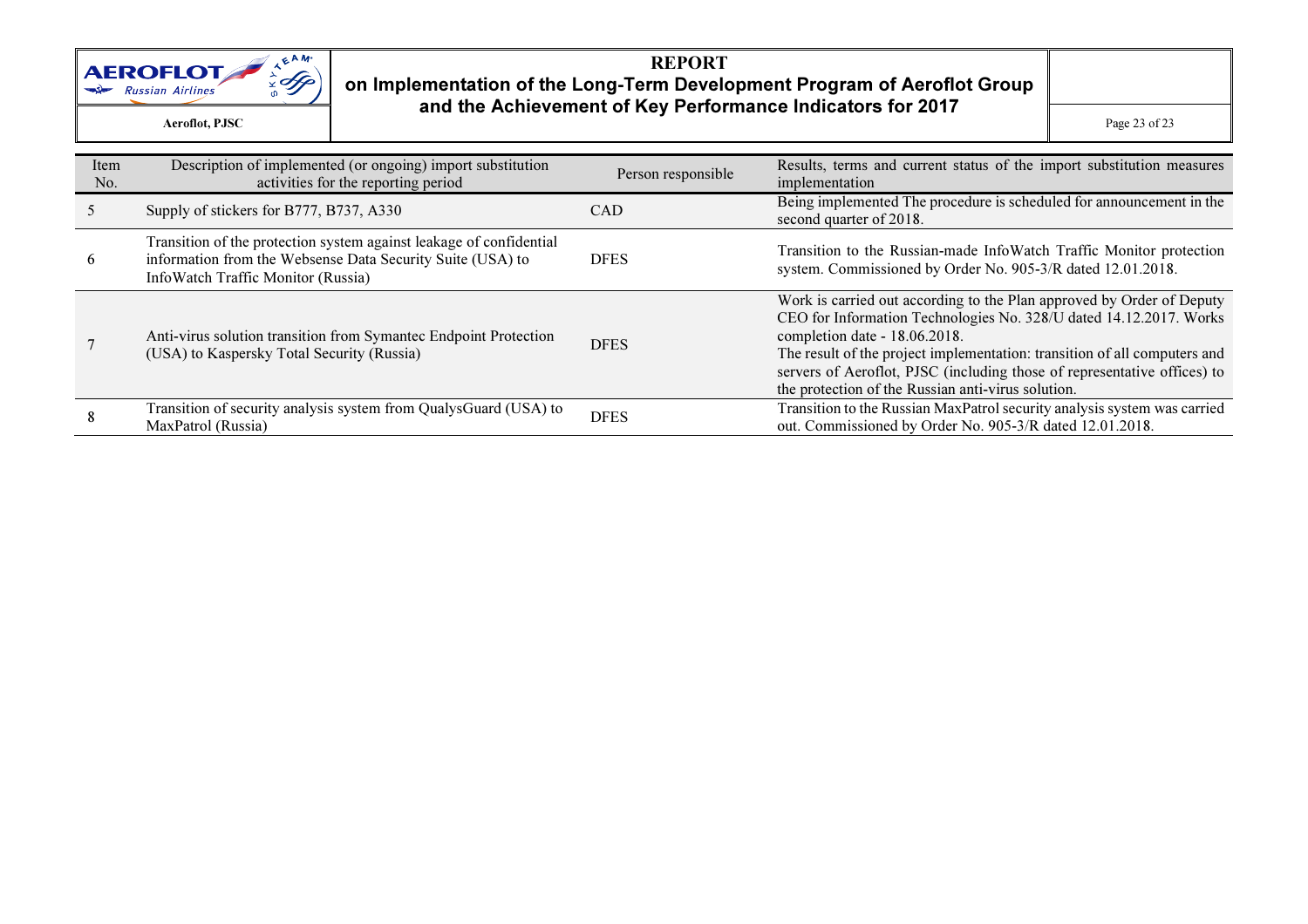| Item No. | Description of implemented (or ongoing) import substitution activities for the reporting period | Person responsible | Results, terms and current status of the import substitution measures implementation |
|---|---|---|---|
| 5 | Supply of stickers for B777, B737, A330 | CAD | Being implemented The procedure is scheduled for announcement in the second quarter of 2018. |
| 6 | Transition of the protection system against leakage of confidential information from the Websense Data Security Suite (USA) to InfoWatch Traffic Monitor (Russia) | DFES | Transition to the Russian-made InfoWatch Traffic Monitor protection system. Commissioned by Order No. 905-3/R dated 12.01.2018. |
| 7 | Anti-virus solution transition from Symantec Endpoint Protection (USA) to Kaspersky Total Security (Russia) | DFES | Work is carried out according to the Plan approved by Order of Deputy CEO for Information Technologies No. 328/U dated 14.12.2017. Works completion date - 18.06.2018.<br>The result of the project implementation: transition of all computers and servers of Aeroflot, PJSC (including those of representative offices) to the protection of the Russian anti-virus solution. |
| 8 | Transition of security analysis system from QualysGuard (USA) to MaxPatrol (Russia) | DFES | Transition to the Russian MaxPatrol security analysis system was carried out. Commissioned by Order No. 905-3/R dated 12.01.2018. |